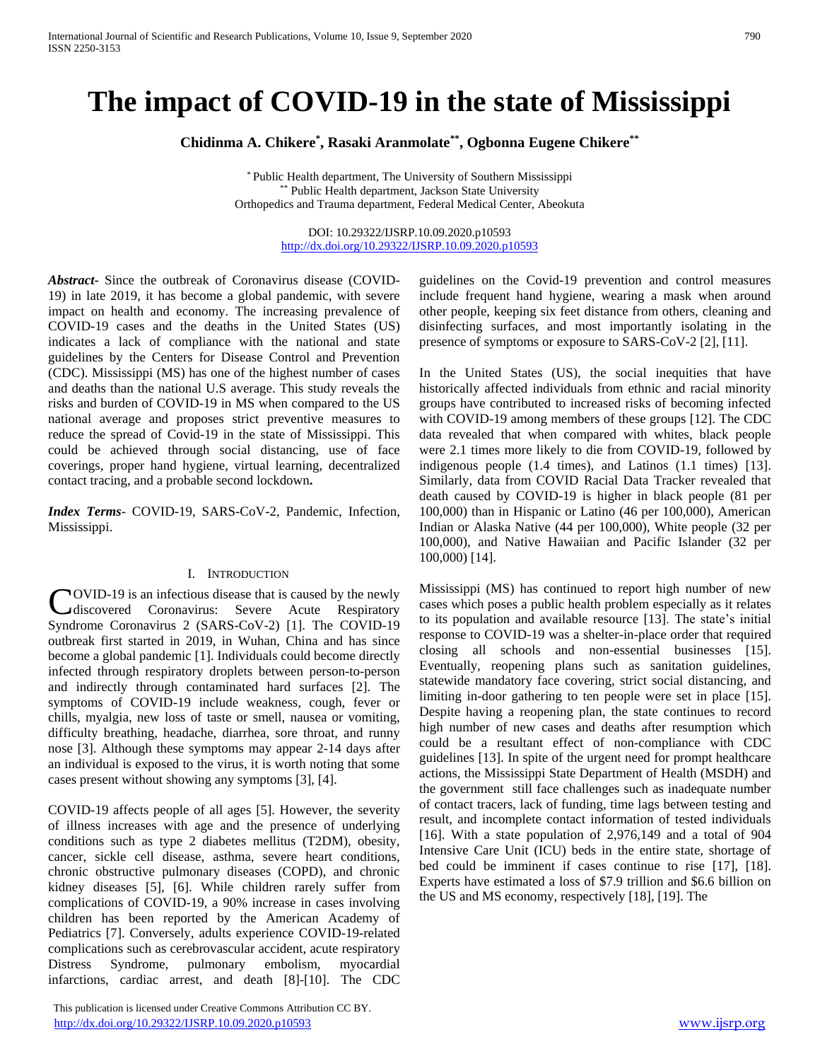# The impact of COVID-19 in the state of Mississippi

**Chidinma A. Chikere[*], Rasaki Aranmolate[**], Ogbonna Eugene Chikere[**]**

[*] Public Health department, The University of Southern Mississippi
[**] Public Health department, Jackson State University
Orthopedics and Trauma department, Federal Medical Center, Abeokuta

DOI: 10.29322/IJSRP.10.09.2020.p10593
http://dx.doi.org/10.29322/IJSRP.10.09.2020.p10593

***Abstract*-** Since the outbreak of Coronavirus disease (COVID-19) in late 2019, it has become a global pandemic, with severe impact on health and economy. The increasing prevalence of COVID-19 cases and the deaths in the United States (US) indicates a lack of compliance with the national and state guidelines by the Centers for Disease Control and Prevention (CDC). Mississippi (MS) has one of the highest number of cases and deaths than the national U.S average. This study reveals the risks and burden of COVID-19 in MS when compared to the US national average and proposes strict preventive measures to reduce the spread of Covid-19 in the state of Mississippi. This could be achieved through social distancing, use of face coverings, proper hand hygiene, virtual learning, decentralized contact tracing, and a probable second lockdown**.**

***Index Terms*-** COVID-19, SARS-CoV-2, Pandemic, Infection, Mississippi.

## I. Introduction

COVID-19 is an infectious disease that is caused by the newly discovered Coronavirus: Severe Acute Respiratory Syndrome Coronavirus 2 (SARS-CoV-2) [1]. The COVID-19 outbreak first started in 2019, in Wuhan, China and has since become a global pandemic [1]. Individuals could become directly infected through respiratory droplets between person-to-person and indirectly through contaminated hard surfaces [2]. The symptoms of COVID-19 include weakness, cough, fever or chills, myalgia, new loss of taste or smell, nausea or vomiting, difficulty breathing, headache, diarrhea, sore throat, and runny nose [3]. Although these symptoms may appear 2-14 days after an individual is exposed to the virus, it is worth noting that some cases present without showing any symptoms [3], [4].

COVID-19 affects people of all ages [5]. However, the severity of illness increases with age and the presence of underlying conditions such as type 2 diabetes mellitus (T2DM), obesity, cancer, sickle cell disease, asthma, severe heart conditions, chronic obstructive pulmonary diseases (COPD), and chronic kidney diseases [5], [6]. While children rarely suffer from complications of COVID-19, a 90% increase in cases involving children has been reported by the American Academy of Pediatrics [7]. Conversely, adults experience COVID-19-related complications such as cerebrovascular accident, acute respiratory Distress Syndrome, pulmonary embolism, myocardial infarctions, cardiac arrest, and death [8]-[10]. The CDC guidelines on the Covid-19 prevention and control measures include frequent hand hygiene, wearing a mask when around other people, keeping six feet distance from others, cleaning and disinfecting surfaces, and most importantly isolating in the presence of symptoms or exposure to SARS-CoV-2 [2], [11].

In the United States (US), the social inequities that have historically affected individuals from ethnic and racial minority groups have contributed to increased risks of becoming infected with COVID-19 among members of these groups [12]. The CDC data revealed that when compared with whites, black people were 2.1 times more likely to die from COVID-19, followed by indigenous people (1.4 times), and Latinos (1.1 times) [13]. Similarly, data from COVID Racial Data Tracker revealed that death caused by COVID-19 is higher in black people (81 per 100,000) than in Hispanic or Latino (46 per 100,000), American Indian or Alaska Native (44 per 100,000), White people (32 per 100,000), and Native Hawaiian and Pacific Islander (32 per 100,000) [14].

Mississippi (MS) has continued to report high number of new cases which poses a public health problem especially as it relates to its population and available resource [13]. The state's initial response to COVID-19 was a shelter-in-place order that required closing all schools and non-essential businesses [15]. Eventually, reopening plans such as sanitation guidelines, statewide mandatory face covering, strict social distancing, and limiting in-door gathering to ten people were set in place [15]. Despite having a reopening plan, the state continues to record high number of new cases and deaths after resumption which could be a resultant effect of non-compliance with CDC guidelines [13]. In spite of the urgent need for prompt healthcare actions, the Mississippi State Department of Health (MSDH) and the government still face challenges such as inadequate number of contact tracers, lack of funding, time lags between testing and result, and incomplete contact information of tested individuals [16]. With a state population of 2,976,149 and a total of 904 Intensive Care Unit (ICU) beds in the entire state, shortage of bed could be imminent if cases continue to rise [17], [18]. Experts have estimated a loss of $7.9 trillion and $6.6 billion on the US and MS economy, respectively [18], [19]. The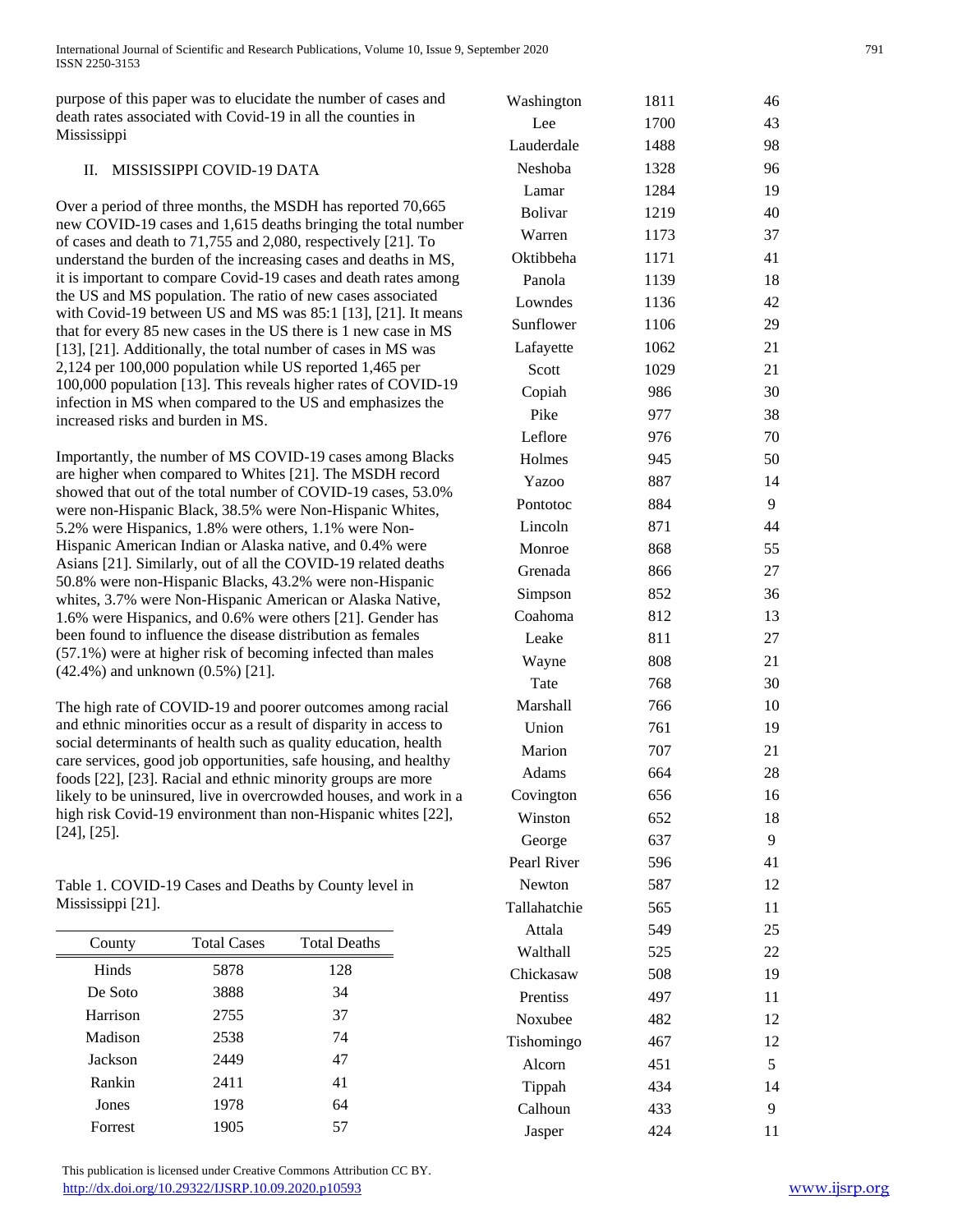purpose of this paper was to elucidate the number of cases and death rates associated with Covid-19 in all the counties in Mississippi

## II. MISSISSIPPI COVID-19 DATA

Over a period of three months, the MSDH has reported 70,665 new COVID-19 cases and 1,615 deaths bringing the total number of cases and death to 71,755 and 2,080, respectively [21]. To understand the burden of the increasing cases and deaths in MS, it is important to compare Covid-19 cases and death rates among the US and MS population. The ratio of new cases associated with Covid-19 between US and MS was 85:1 [13], [21]. It means that for every 85 new cases in the US there is 1 new case in MS [13], [21]. Additionally, the total number of cases in MS was 2,124 per 100,000 population while US reported 1,465 per 100,000 population [13]. This reveals higher rates of COVID-19 infection in MS when compared to the US and emphasizes the increased risks and burden in MS.

Importantly, the number of MS COVID-19 cases among Blacks are higher when compared to Whites [21]. The MSDH record showed that out of the total number of COVID-19 cases, 53.0% were non-Hispanic Black, 38.5% were Non-Hispanic Whites, 5.2% were Hispanics, 1.8% were others, 1.1% were Non-Hispanic American Indian or Alaska native, and 0.4% were Asians [21]. Similarly, out of all the COVID-19 related deaths 50.8% were non-Hispanic Blacks, 43.2% were non-Hispanic whites, 3.7% were Non-Hispanic American or Alaska Native, 1.6% were Hispanics, and 0.6% were others [21]. Gender has been found to influence the disease distribution as females (57.1%) were at higher risk of becoming infected than males (42.4%) and unknown (0.5%) [21].

The high rate of COVID-19 and poorer outcomes among racial and ethnic minorities occur as a result of disparity in access to social determinants of health such as quality education, health care services, good job opportunities, safe housing, and healthy foods [22], [23]. Racial and ethnic minority groups are more likely to be uninsured, live in overcrowded houses, and work in a high risk Covid-19 environment than non-Hispanic whites [22], [24], [25].

Table 1. COVID-19 Cases and Deaths by County level in Mississippi [21].

| County | Total Cases | Total Deaths |
|---|---|---|
| Hinds | 5878 | 128 |
| De Soto | 3888 | 34 |
| Harrison | 2755 | 37 |
| Madison | 2538 | 74 |
| Jackson | 2449 | 47 |
| Rankin | 2411 | 41 |
| Jones | 1978 | 64 |
| Forrest | 1905 | 57 |
| Washington | 1811 | 46 |
| Lee | 1700 | 43 |
| Lauderdale | 1488 | 98 |
| Neshoba | 1328 | 96 |
| Lamar | 1284 | 19 |
| Bolivar | 1219 | 40 |
| Warren | 1173 | 37 |
| Oktibbeha | 1171 | 41 |
| Panola | 1139 | 18 |
| Lowndes | 1136 | 42 |
| Sunflower | 1106 | 29 |
| Lafayette | 1062 | 21 |
| Scott | 1029 | 21 |
| Copiah | 986 | 30 |
| Pike | 977 | 38 |
| Leflore | 976 | 70 |
| Holmes | 945 | 50 |
| Yazoo | 887 | 14 |
| Pontotoc | 884 | 9 |
| Lincoln | 871 | 44 |
| Monroe | 868 | 55 |
| Grenada | 866 | 27 |
| Simpson | 852 | 36 |
| Coahoma | 812 | 13 |
| Leake | 811 | 27 |
| Wayne | 808 | 21 |
| Tate | 768 | 30 |
| Marshall | 766 | 10 |
| Union | 761 | 19 |
| Marion | 707 | 21 |
| Adams | 664 | 28 |
| Covington | 656 | 16 |
| Winston | 652 | 18 |
| George | 637 | 9 |
| Pearl River | 596 | 41 |
| Newton | 587 | 12 |
| Tallahatchie | 565 | 11 |
| Attala | 549 | 25 |
| Walthall | 525 | 22 |
| Chickasaw | 508 | 19 |
| Prentiss | 497 | 11 |
| Noxubee | 482 | 12 |
| Tishomingo | 467 | 12 |
| Alcorn | 451 | 5 |
| Tippah | 434 | 14 |
| Calhoun | 433 | 9 |
| Jasper | 424 | 11 |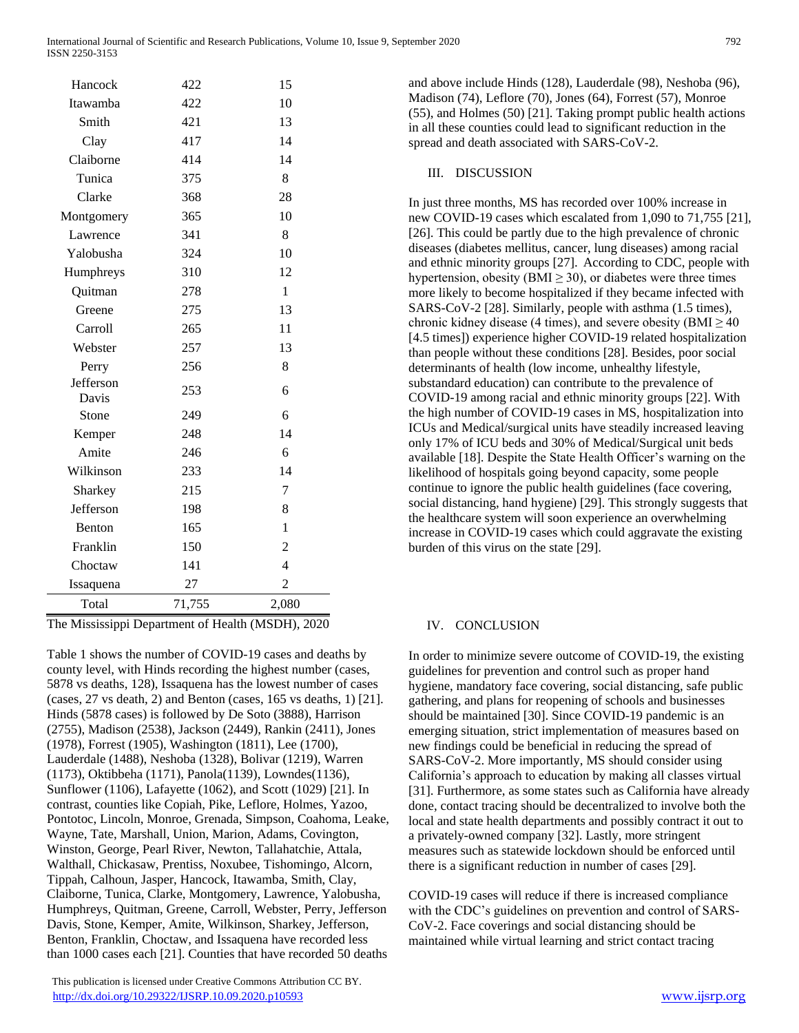| | | |
|---|---|---|
| Hancock | 422 | 15 |
| Itawamba | 422 | 10 |
| Smith | 421 | 13 |
| Clay | 417 | 14 |
| Claiborne | 414 | 14 |
| Tunica | 375 | 8 |
| Clarke | 368 | 28 |
| Montgomery | 365 | 10 |
| Lawrence | 341 | 8 |
| Yalobusha | 324 | 10 |
| Humphreys | 310 | 12 |
| Quitman | 278 | 1 |
| Greene | 275 | 13 |
| Carroll | 265 | 11 |
| Webster | 257 | 13 |
| Perry | 256 | 8 |
| Jefferson Davis | 253 | 6 |
| Stone | 249 | 6 |
| Kemper | 248 | 14 |
| Amite | 246 | 6 |
| Wilkinson | 233 | 14 |
| Sharkey | 215 | 7 |
| Jefferson | 198 | 8 |
| Benton | 165 | 1 |
| Franklin | 150 | 2 |
| Choctaw | 141 | 4 |
| Issaquena | 27 | 2 |
| Total | 71,755 | 2,080 |

The Mississippi Department of Health (MSDH), 2020

Table 1 shows the number of COVID-19 cases and deaths by county level, with Hinds recording the highest number (cases, 5878 vs deaths, 128), Issaquena has the lowest number of cases (cases, 27 vs death, 2) and Benton (cases, 165 vs deaths, 1) [21]. Hinds (5878 cases) is followed by De Soto (3888), Harrison (2755), Madison (2538), Jackson (2449), Rankin (2411), Jones (1978), Forrest (1905), Washington (1811), Lee (1700), Lauderdale (1488), Neshoba (1328), Bolivar (1219), Warren (1173), Oktibbeha (1171), Panola(1139), Lowndes(1136), Sunflower (1106), Lafayette (1062), and Scott (1029) [21]. In contrast, counties like Copiah, Pike, Leflore, Holmes, Yazoo, Pontotoc, Lincoln, Monroe, Grenada, Simpson, Coahoma, Leake, Wayne, Tate, Marshall, Union, Marion, Adams, Covington, Winston, George, Pearl River, Newton, Tallahatchie, Attala, Walthall, Chickasaw, Prentiss, Noxubee, Tishomingo, Alcorn, Tippah, Calhoun, Jasper, Hancock, Itawamba, Smith, Clay, Claiborne, Tunica, Clarke, Montgomery, Lawrence, Yalobusha, Humphreys, Quitman, Greene, Carroll, Webster, Perry, Jefferson Davis, Stone, Kemper, Amite, Wilkinson, Sharkey, Jefferson, Benton, Franklin, Choctaw, and Issaquena have recorded less than 1000 cases each [21]. Counties that have recorded 50 deaths and above include Hinds (128), Lauderdale (98), Neshoba (96), Madison (74), Leflore (70), Jones (64), Forrest (57), Monroe (55), and Holmes (50) [21]. Taking prompt public health actions in all these counties could lead to significant reduction in the spread and death associated with SARS-CoV-2.

## III. DISCUSSION

In just three months, MS has recorded over 100% increase in new COVID-19 cases which escalated from 1,090 to 71,755 [21], [26]. This could be partly due to the high prevalence of chronic diseases (diabetes mellitus, cancer, lung diseases) among racial and ethnic minority groups [27]. According to CDC, people with hypertension, obesity (BMI $\geq$ 30), or diabetes were three times more likely to become hospitalized if they became infected with SARS-CoV-2 [28]. Similarly, people with asthma (1.5 times), chronic kidney disease (4 times), and severe obesity (BMI $\geq$ 40 [4.5 times]) experience higher COVID-19 related hospitalization than people without these conditions [28]. Besides, poor social determinants of health (low income, unhealthy lifestyle, substandard education) can contribute to the prevalence of COVID-19 among racial and ethnic minority groups [22]. With the high number of COVID-19 cases in MS, hospitalization into ICUs and Medical/surgical units have steadily increased leaving only 17% of ICU beds and 30% of Medical/Surgical unit beds available [18]. Despite the State Health Officer's warning on the likelihood of hospitals going beyond capacity, some people continue to ignore the public health guidelines (face covering, social distancing, hand hygiene) [29]. This strongly suggests that the healthcare system will soon experience an overwhelming increase in COVID-19 cases which could aggravate the existing burden of this virus on the state [29].

## IV. CONCLUSION

In order to minimize severe outcome of COVID-19, the existing guidelines for prevention and control such as proper hand hygiene, mandatory face covering, social distancing, safe public gathering, and plans for reopening of schools and businesses should be maintained [30]. Since COVID-19 pandemic is an emerging situation, strict implementation of measures based on new findings could be beneficial in reducing the spread of SARS-CoV-2. More importantly, MS should consider using California's approach to education by making all classes virtual [31]. Furthermore, as some states such as California have already done, contact tracing should be decentralized to involve both the local and state health departments and possibly contract it out to a privately-owned company [32]. Lastly, more stringent measures such as statewide lockdown should be enforced until there is a significant reduction in number of cases [29].

COVID-19 cases will reduce if there is increased compliance with the CDC's guidelines on prevention and control of SARS-CoV-2. Face coverings and social distancing should be maintained while virtual learning and strict contact tracing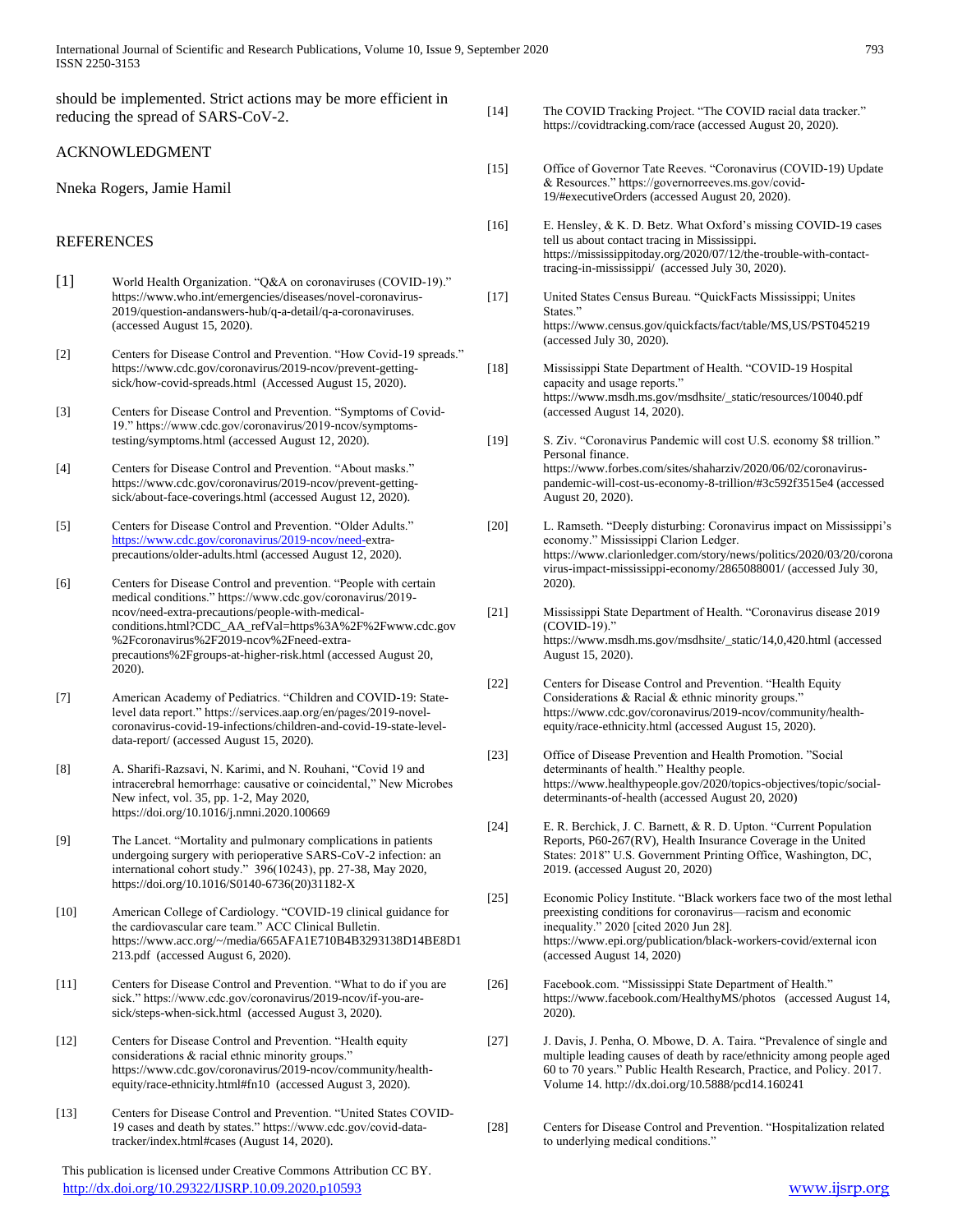should be implemented. Strict actions may be more efficient in reducing the spread of SARS-CoV-2.

## ACKNOWLEDGMENT

Nneka Rogers, Jamie Hamil

## REFERENCES

[1] World Health Organization. "Q&A on coronaviruses (COVID-19)." https://www.who.int/emergencies/diseases/novel-coronavirus-2019/question-andanswers-hub/q-a-detail/q-a-coronaviruses. (accessed August 15, 2020).

[2] Centers for Disease Control and Prevention. "How Covid-19 spreads." https://www.cdc.gov/coronavirus/2019-ncov/prevent-getting-sick/how-covid-spreads.html (Accessed August 15, 2020).

[3] Centers for Disease Control and Prevention. "Symptoms of Covid-19." https://www.cdc.gov/coronavirus/2019-ncov/symptoms-testing/symptoms.html (accessed August 12, 2020).

[4] Centers for Disease Control and Prevention. "About masks." https://www.cdc.gov/coronavirus/2019-ncov/prevent-getting-sick/about-face-coverings.html (accessed August 12, 2020).

[5] Centers for Disease Control and Prevention. "Older Adults." https://www.cdc.gov/coronavirus/2019-ncov/need-extra-precautions/older-adults.html (accessed August 12, 2020).

[6] Centers for Disease Control and prevention. "People with certain medical conditions." https://www.cdc.gov/coronavirus/2019-ncov/need-extra-precautions/people-with-medical-conditions.html?CDC_AA_refVal=https%3A%2F%2Fwww.cdc.gov%2Fcoronavirus%2F2019-ncov%2Fneed-extra-precautions%2Fgroups-at-higher-risk.html (accessed August 20, 2020).

[7] American Academy of Pediatrics. "Children and COVID-19: State-level data report." https://services.aap.org/en/pages/2019-novel-coronavirus-covid-19-infections/children-and-covid-19-state-level-data-report/ (accessed August 15, 2020).

[8] A. Sharifi-Razsavi, N. Karimi, and N. Rouhani, "Covid 19 and intracerebral hemorrhage: causative or coincidental," New Microbes New infect, vol. 35, pp. 1-2, May 2020, https://doi.org/10.1016/j.nmni.2020.100669

[9] The Lancet. "Mortality and pulmonary complications in patients undergoing surgery with perioperative SARS-CoV-2 infection: an international cohort study." 396(10243), pp. 27-38, May 2020, https://doi.org/10.1016/S0140-6736(20)31182-X

[10] American College of Cardiology. "COVID-19 clinical guidance for the cardiovascular care team." ACC Clinical Bulletin. https://www.acc.org/~/media/665AFA1E710B4B3293138D14BE8D1213.pdf (accessed August 6, 2020).

[11] Centers for Disease Control and Prevention. "What to do if you are sick." https://www.cdc.gov/coronavirus/2019-ncov/if-you-are-sick/steps-when-sick.html (accessed August 3, 2020).

[12] Centers for Disease Control and Prevention. "Health equity considerations & racial ethnic minority groups." https://www.cdc.gov/coronavirus/2019-ncov/community/health-equity/race-ethnicity.html#fn10 (accessed August 3, 2020).

[13] Centers for Disease Control and Prevention. "United States COVID-19 cases and death by states." https://www.cdc.gov/covid-data-tracker/index.html#cases (August 14, 2020).

[14] The COVID Tracking Project. "The COVID racial data tracker." https://covidtracking.com/race (accessed August 20, 2020).

[15] Office of Governor Tate Reeves. "Coronavirus (COVID-19) Update & Resources." https://governorreeves.ms.gov/covid-19/#executiveOrders (accessed August 20, 2020).

[16] E. Hensley, & K. D. Betz. What Oxford's missing COVID-19 cases tell us about contact tracing in Mississippi. https://mississippitoday.org/2020/07/12/the-trouble-with-contact-tracing-in-mississippi/ (accessed July 30, 2020).

[17] United States Census Bureau. "QuickFacts Mississippi; Unites States." https://www.census.gov/quickfacts/fact/table/MS,US/PST045219 (accessed July 30, 2020).

[18] Mississippi State Department of Health. "COVID-19 Hospital capacity and usage reports." https://www.msdh.ms.gov/msdhsite/_static/resources/10040.pdf (accessed August 14, 2020).

[19] S. Ziv. "Coronavirus Pandemic will cost U.S. economy $8 trillion." Personal finance. https://www.forbes.com/sites/shaharziv/2020/06/02/coronavirus-pandemic-will-cost-us-economy-8-trillion/#3c592f3515e4 (accessed August 20, 2020).

[20] L. Ramseth. "Deeply disturbing: Coronavirus impact on Mississippi's economy." Mississippi Clarion Ledger. https://www.clarionledger.com/story/news/politics/2020/03/20/coronavirus-impact-mississippi-economy/2865088001/ (accessed July 30, 2020).

[21] Mississippi State Department of Health. "Coronavirus disease 2019 (COVID-19)." https://www.msdh.ms.gov/msdhsite/_static/14,0,420.html (accessed August 15, 2020).

[22] Centers for Disease Control and Prevention. "Health Equity Considerations & Racial & ethnic minority groups." https://www.cdc.gov/coronavirus/2019-ncov/community/health-equity/race-ethnicity.html (accessed August 15, 2020).

[23] Office of Disease Prevention and Health Promotion. "Social determinants of health." Healthy people. https://www.healthypeople.gov/2020/topics-objectives/topic/social-determinants-of-health (accessed August 20, 2020)

[24] E. R. Berchick, J. C. Barnett, & R. D. Upton. "Current Population Reports, P60-267(RV), Health Insurance Coverage in the United States: 2018" U.S. Government Printing Office, Washington, DC, 2019. (accessed August 20, 2020)

[25] Economic Policy Institute. "Black workers face two of the most lethal preexisting conditions for coronavirus—racism and economic inequality." 2020 [cited 2020 Jun 28]. https://www.epi.org/publication/black-workers-covid/external icon (accessed August 14, 2020)

[26] Facebook.com. "Mississippi State Department of Health." https://www.facebook.com/HealthyMS/photos (accessed August 14, 2020).

[27] J. Davis, J. Penha, O. Mbowe, D. A. Taira. "Prevalence of single and multiple leading causes of death by race/ethnicity among people aged 60 to 70 years." Public Health Research, Practice, and Policy. 2017. Volume 14. http://dx.doi.org/10.5888/pcd14.160241

[28] Centers for Disease Control and Prevention. "Hospitalization related to underlying medical conditions."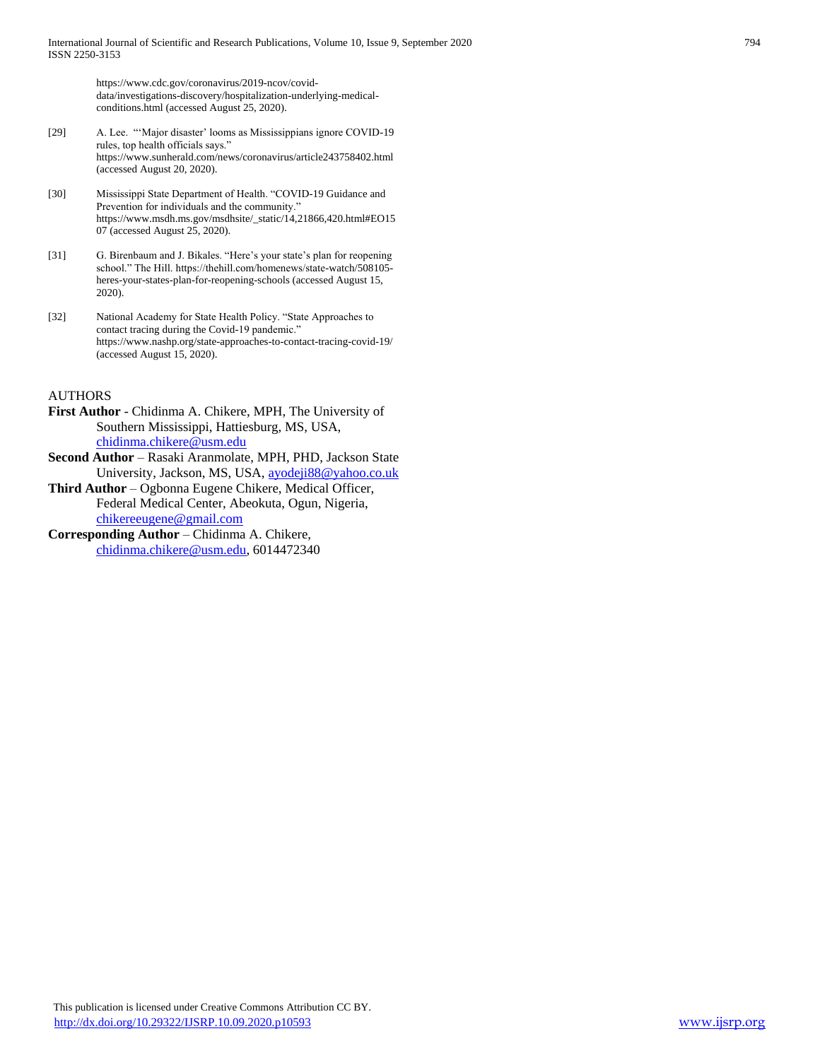https://www.cdc.gov/coronavirus/2019-ncov/covid-data/investigations-discovery/hospitalization-underlying-medical-conditions.html (accessed August 25, 2020).

[29] A. Lee. "'Major disaster' looms as Mississippians ignore COVID-19 rules, top health officials says." https://www.sunherald.com/news/coronavirus/article243758402.html (accessed August 20, 2020).

[30] Mississippi State Department of Health. "COVID-19 Guidance and Prevention for individuals and the community." https://www.msdh.ms.gov/msdhsite/_static/14,21866,420.html#EO1507 (accessed August 25, 2020).

[31] G. Birenbaum and J. Bikales. "Here's your state's plan for reopening school." The Hill. https://thehill.com/homenews/state-watch/508105-heres-your-states-plan-for-reopening-schools (accessed August 15, 2020).

[32] National Academy for State Health Policy. "State Approaches to contact tracing during the Covid-19 pandemic." https://www.nashp.org/state-approaches-to-contact-tracing-covid-19/ (accessed August 15, 2020).

AUTHORS

**First Author** - Chidinma A. Chikere, MPH, The University of Southern Mississippi, Hattiesburg, MS, USA, chidinma.chikere@usm.edu

**Second Author** – Rasaki Aranmolate, MPH, PHD, Jackson State University, Jackson, MS, USA, ayodeji88@yahoo.co.uk

**Third Author** – Ogbonna Eugene Chikere, Medical Officer, Federal Medical Center, Abeokuta, Ogun, Nigeria, chikereeugene@gmail.com

**Corresponding Author** – Chidinma A. Chikere, chidinma.chikere@usm.edu, 6014472340

This publication is licensed under Creative Commons Attribution CC BY.
http://dx.doi.org/10.29322/IJSRP.10.09.2020.p10593